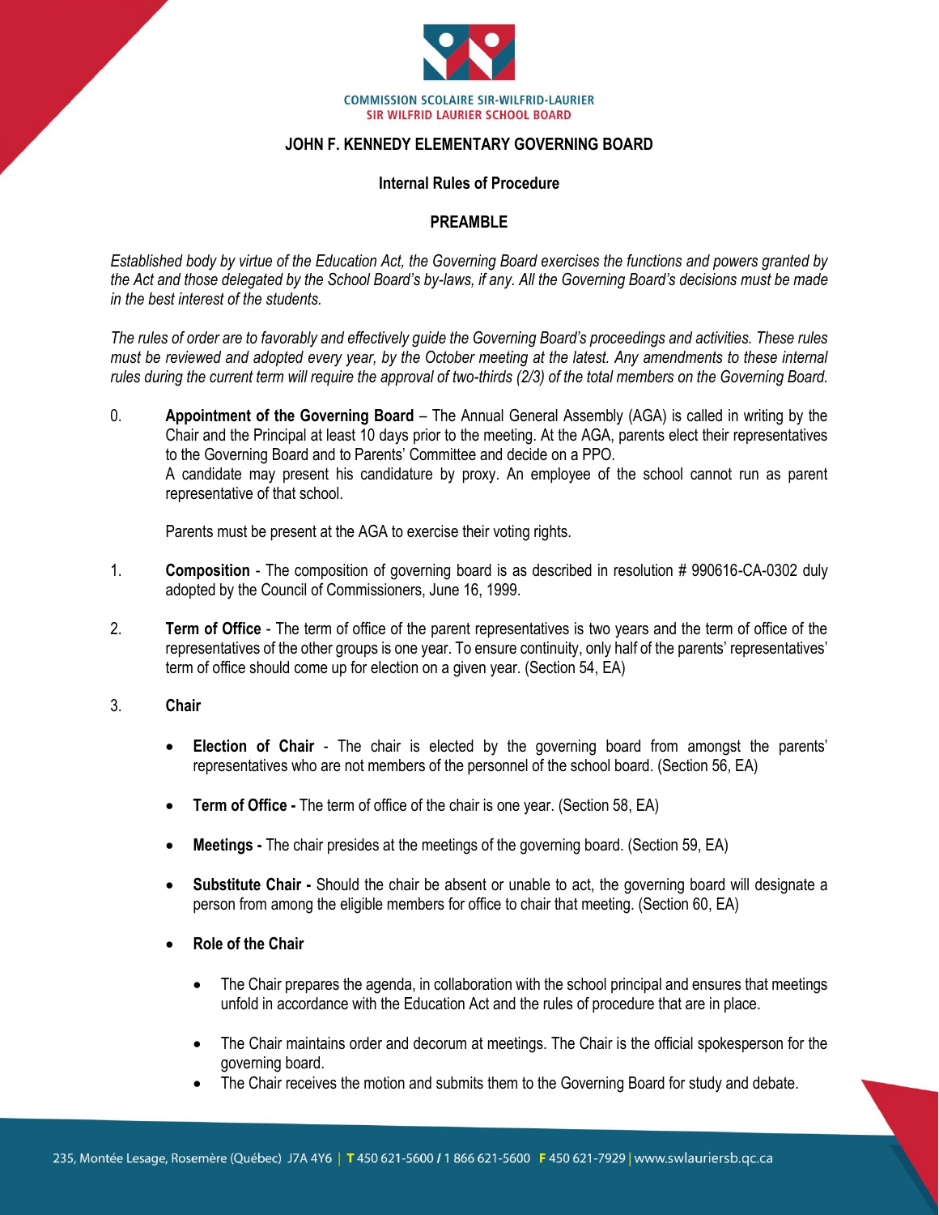COMMISSION SCOLAIRE SIR-WILFRID-LAURIER
SIR WILFRID LAURIER SCHOOL BOARD

# JOHN F. KENNEDY ELEMENTARY GOVERNING BOARD

## Internal Rules of Procedure

## PREAMBLE

*Established body by virtue of the Education Act, the Governing Board exercises the functions and powers granted by the Act and those delegated by the School Board's by-laws, if any. All the Governing Board's decisions must be made in the best interest of the students.*

*The rules of order are to favorably and effectively guide the Governing Board's proceedings and activities. These rules must be reviewed and adopted every year, by the October meeting at the latest. Any amendments to these internal rules during the current term will require the approval of two-thirds (2/3) of the total members on the Governing Board.*

0. **Appointment of the Governing Board** – The Annual General Assembly (AGA) is called in writing by the Chair and the Principal at least 10 days prior to the meeting. At the AGA, parents elect their representatives to the Governing Board and to Parents' Committee and decide on a PPO.
   A candidate may present his candidature by proxy. An employee of the school cannot run as parent representative of that school.

   Parents must be present at the AGA to exercise their voting rights.

1. **Composition** - The composition of governing board is as described in resolution # 990616-CA-0302 duly adopted by the Council of Commissioners, June 16, 1999.

2. **Term of Office** - The term of office of the parent representatives is two years and the term of office of the representatives of the other groups is one year. To ensure continuity, only half of the parents' representatives' term of office should come up for election on a given year. (Section 54, EA)

3. **Chair**

   - **Election of Chair** - The chair is elected by the governing board from amongst the parents' representatives who are not members of the personnel of the school board. (Section 56, EA)

   - **Term of Office -** The term of office of the chair is one year. (Section 58, EA)

   - **Meetings -** The chair presides at the meetings of the governing board. (Section 59, EA)

   - **Substitute Chair -** Should the chair be absent or unable to act, the governing board will designate a person from among the eligible members for office to chair that meeting. (Section 60, EA)

   - **Role of the Chair**

     - The Chair prepares the agenda, in collaboration with the school principal and ensures that meetings unfold in accordance with the Education Act and the rules of procedure that are in place.

     - The Chair maintains order and decorum at meetings. The Chair is the official spokesperson for the governing board.
     - The Chair receives the motion and submits them to the Governing Board for study and debate.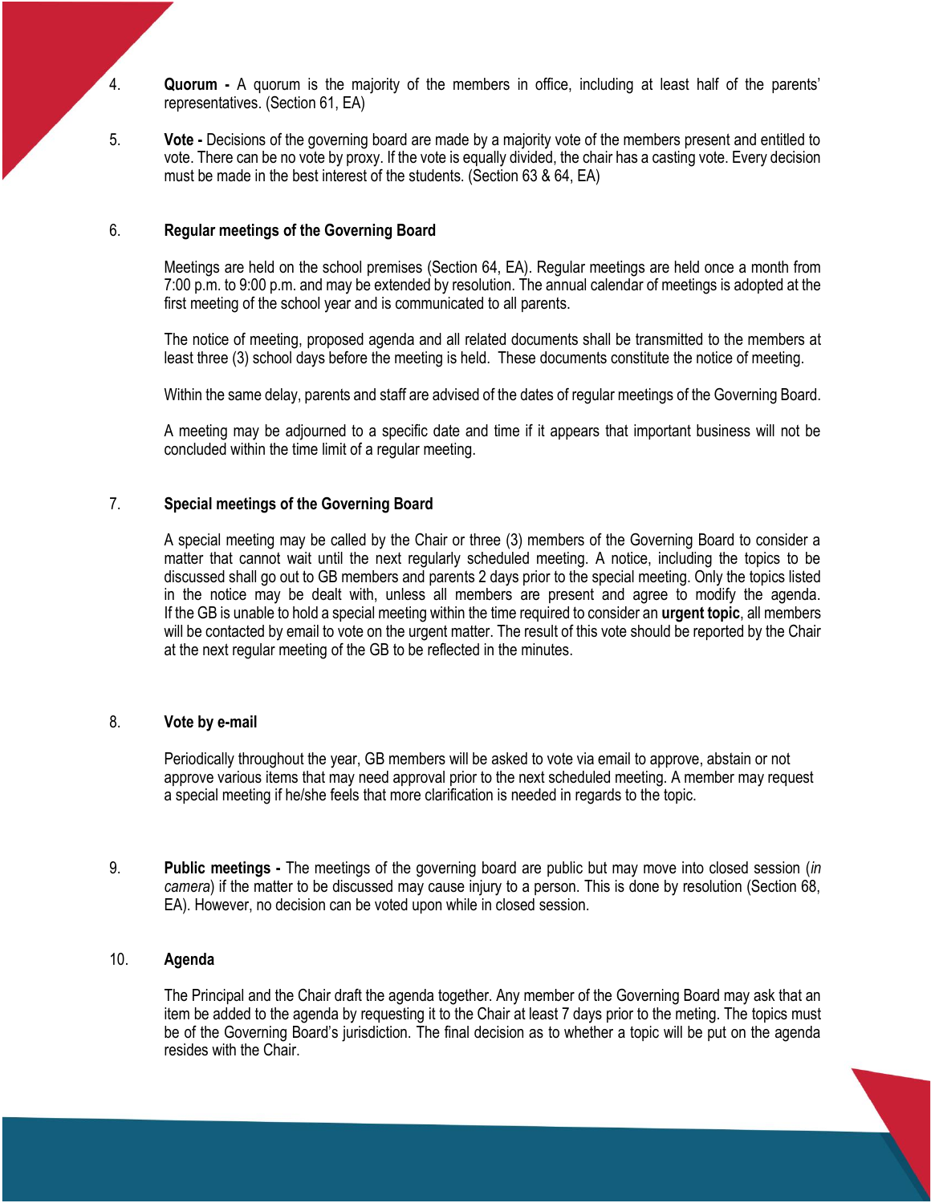4. **Quorum -** A quorum is the majority of the members in office, including at least half of the parents' representatives. (Section 61, EA)

5. **Vote -** Decisions of the governing board are made by a majority vote of the members present and entitled to vote. There can be no vote by proxy. If the vote is equally divided, the chair has a casting vote. Every decision must be made in the best interest of the students. (Section 63 & 64, EA)

6. **Regular meetings of the Governing Board**

   Meetings are held on the school premises (Section 64, EA). Regular meetings are held once a month from 7:00 p.m. to 9:00 p.m. and may be extended by resolution. The annual calendar of meetings is adopted at the first meeting of the school year and is communicated to all parents.

   The notice of meeting, proposed agenda and all related documents shall be transmitted to the members at least three (3) school days before the meeting is held. These documents constitute the notice of meeting.

   Within the same delay, parents and staff are advised of the dates of regular meetings of the Governing Board.

   A meeting may be adjourned to a specific date and time if it appears that important business will not be concluded within the time limit of a regular meeting.

7. **Special meetings of the Governing Board**

   A special meeting may be called by the Chair or three (3) members of the Governing Board to consider a matter that cannot wait until the next regularly scheduled meeting. A notice, including the topics to be discussed shall go out to GB members and parents 2 days prior to the special meeting. Only the topics listed in the notice may be dealt with, unless all members are present and agree to modify the agenda. If the GB is unable to hold a special meeting within the time required to consider an **urgent topic**, all members will be contacted by email to vote on the urgent matter. The result of this vote should be reported by the Chair at the next regular meeting of the GB to be reflected in the minutes.

8. **Vote by e-mail**

   Periodically throughout the year, GB members will be asked to vote via email to approve, abstain or not approve various items that may need approval prior to the next scheduled meeting. A member may request a special meeting if he/she feels that more clarification is needed in regards to the topic.

9. **Public meetings -** The meetings of the governing board are public but may move into closed session (*in camera*) if the matter to be discussed may cause injury to a person. This is done by resolution (Section 68, EA). However, no decision can be voted upon while in closed session.

10. **Agenda**

    The Principal and the Chair draft the agenda together. Any member of the Governing Board may ask that an item be added to the agenda by requesting it to the Chair at least 7 days prior to the meting. The topics must be of the Governing Board's jurisdiction. The final decision as to whether a topic will be put on the agenda resides with the Chair.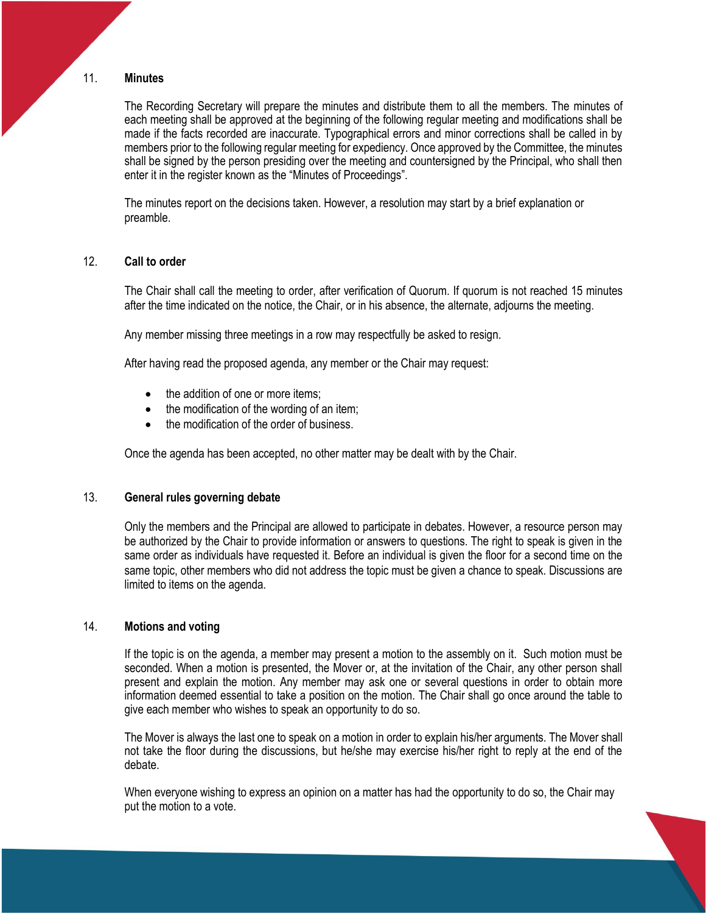## 11. Minutes

The Recording Secretary will prepare the minutes and distribute them to all the members. The minutes of each meeting shall be approved at the beginning of the following regular meeting and modifications shall be made if the facts recorded are inaccurate. Typographical errors and minor corrections shall be called in by members prior to the following regular meeting for expediency. Once approved by the Committee, the minutes shall be signed by the person presiding over the meeting and countersigned by the Principal, who shall then enter it in the register known as the "Minutes of Proceedings".

The minutes report on the decisions taken. However, a resolution may start by a brief explanation or preamble.

## 12. Call to order

The Chair shall call the meeting to order, after verification of Quorum. If quorum is not reached 15 minutes after the time indicated on the notice, the Chair, or in his absence, the alternate, adjourns the meeting.

Any member missing three meetings in a row may respectfully be asked to resign.

After having read the proposed agenda, any member or the Chair may request:

- the addition of one or more items;
- the modification of the wording of an item;
- the modification of the order of business.

Once the agenda has been accepted, no other matter may be dealt with by the Chair.

## 13. General rules governing debate

Only the members and the Principal are allowed to participate in debates. However, a resource person may be authorized by the Chair to provide information or answers to questions. The right to speak is given in the same order as individuals have requested it. Before an individual is given the floor for a second time on the same topic, other members who did not address the topic must be given a chance to speak. Discussions are limited to items on the agenda.

## 14. Motions and voting

If the topic is on the agenda, a member may present a motion to the assembly on it. Such motion must be seconded. When a motion is presented, the Mover or, at the invitation of the Chair, any other person shall present and explain the motion. Any member may ask one or several questions in order to obtain more information deemed essential to take a position on the motion. The Chair shall go once around the table to give each member who wishes to speak an opportunity to do so.

The Mover is always the last one to speak on a motion in order to explain his/her arguments. The Mover shall not take the floor during the discussions, but he/she may exercise his/her right to reply at the end of the debate.

When everyone wishing to express an opinion on a matter has had the opportunity to do so, the Chair may put the motion to a vote.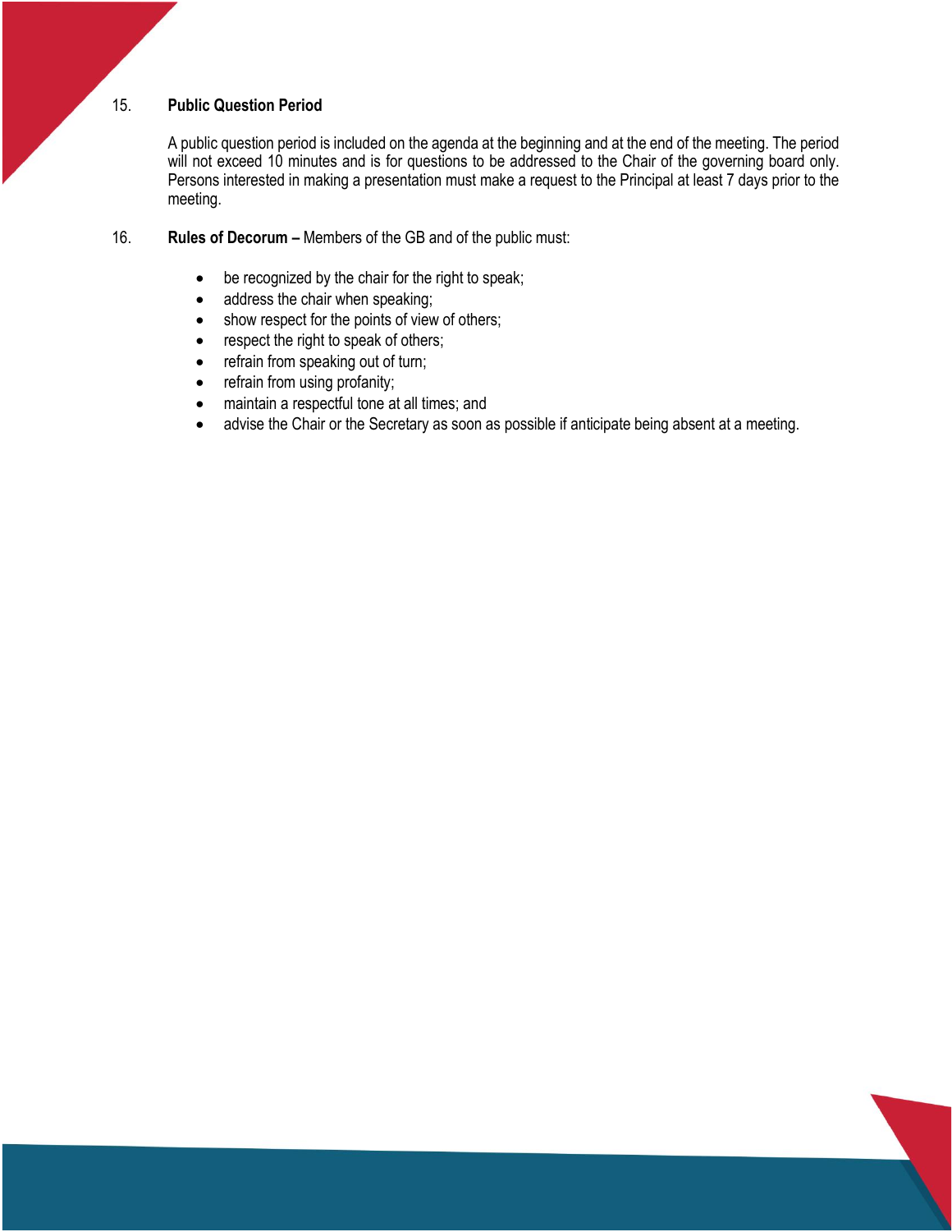15. **Public Question Period**

A public question period is included on the agenda at the beginning and at the end of the meeting. The period will not exceed 10 minutes and is for questions to be addressed to the Chair of the governing board only. Persons interested in making a presentation must make a request to the Principal at least 7 days prior to the meeting.

16. **Rules of Decorum –** Members of the GB and of the public must:

- be recognized by the chair for the right to speak;
- address the chair when speaking;
- show respect for the points of view of others;
- respect the right to speak of others;
- refrain from speaking out of turn;
- refrain from using profanity;
- maintain a respectful tone at all times; and
- advise the Chair or the Secretary as soon as possible if anticipate being absent at a meeting.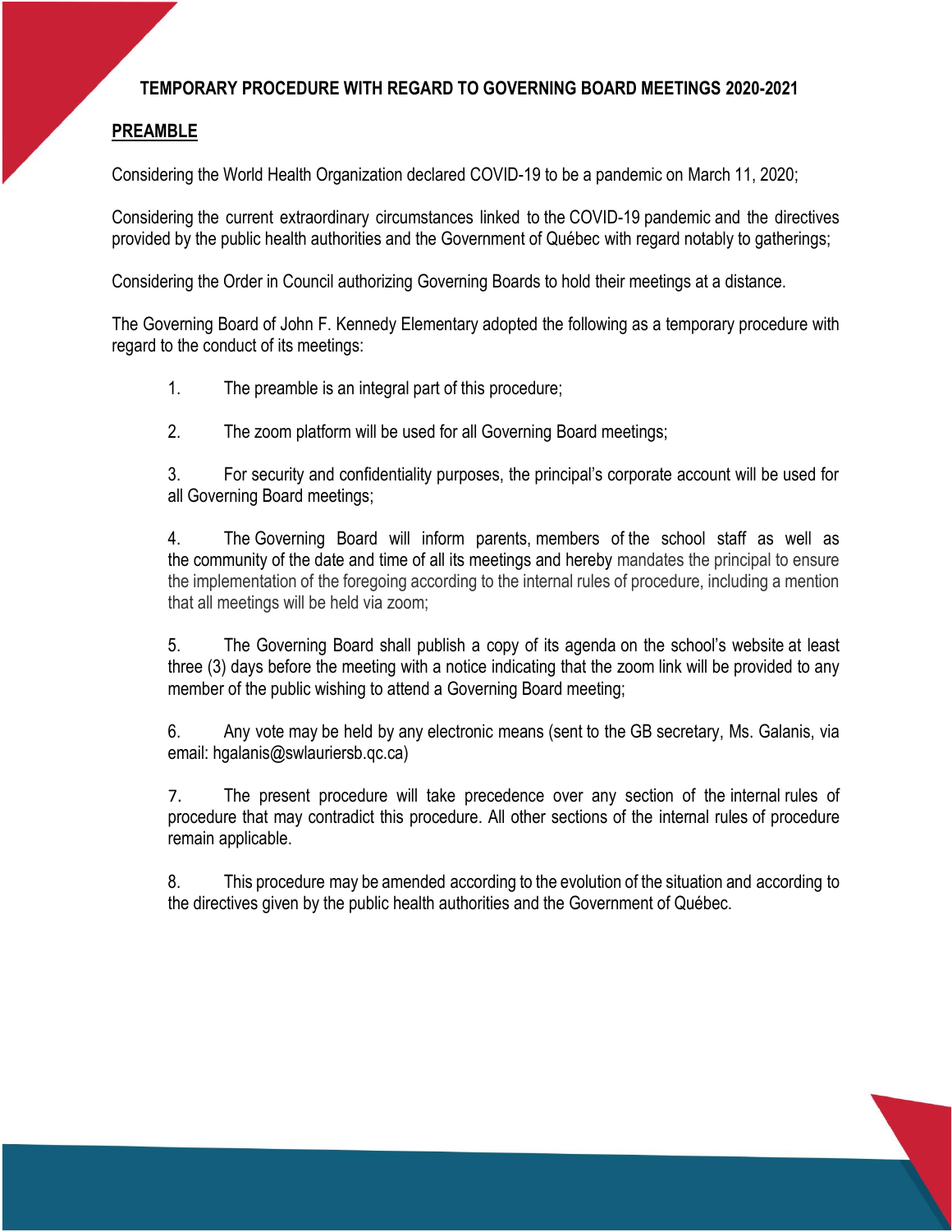**TEMPORARY PROCEDURE WITH REGARD TO GOVERNING BOARD MEETINGS 2020-2021**

## PREAMBLE

Considering the World Health Organization declared COVID-19 to be a pandemic on March 11, 2020;

Considering the current extraordinary circumstances linked to the COVID-19 pandemic and the directives provided by the public health authorities and the Government of Québec with regard notably to gatherings;

Considering the Order in Council authorizing Governing Boards to hold their meetings at a distance.

The Governing Board of John F. Kennedy Elementary adopted the following as a temporary procedure with regard to the conduct of its meetings:

1. The preamble is an integral part of this procedure;

2. The zoom platform will be used for all Governing Board meetings;

3. For security and confidentiality purposes, the principal's corporate account will be used for all Governing Board meetings;

4. The Governing Board will inform parents, members of the school staff as well as the community of the date and time of all its meetings and hereby mandates the principal to ensure the implementation of the foregoing according to the internal rules of procedure, including a mention that all meetings will be held via zoom;

5. The Governing Board shall publish a copy of its agenda on the school's website at least three (3) days before the meeting with a notice indicating that the zoom link will be provided to any member of the public wishing to attend a Governing Board meeting;

6. Any vote may be held by any electronic means (sent to the GB secretary, Ms. Galanis, via email: hgalanis@swlauriersb.qc.ca)

7. The present procedure will take precedence over any section of the internal rules of procedure that may contradict this procedure. All other sections of the internal rules of procedure remain applicable.

8. This procedure may be amended according to the evolution of the situation and according to the directives given by the public health authorities and the Government of Québec.